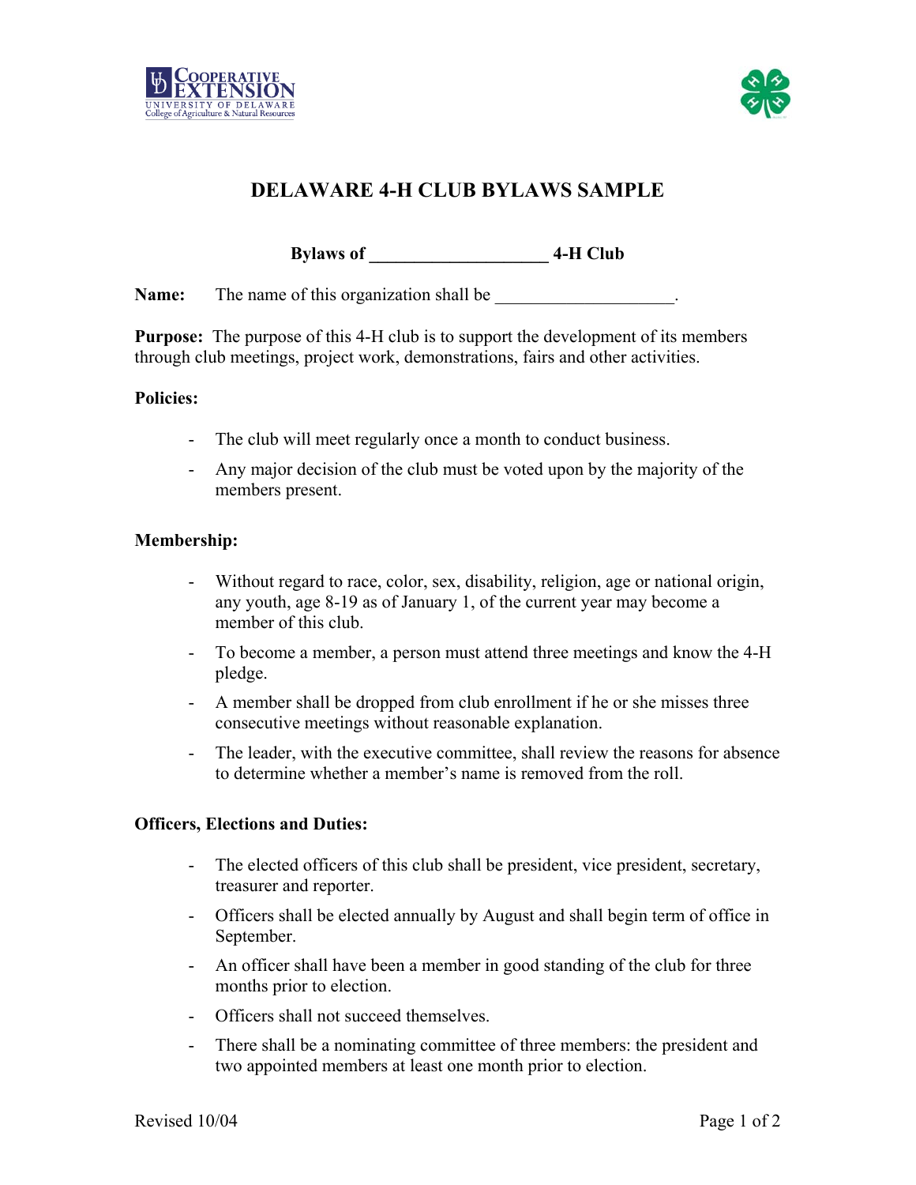# DELAWARE 4-H CLUB BYLAWS SAMPLE

**Bylaws of \_\_\_\_\_\_\_\_\_\_\_\_\_\_\_\_\_\_\_\_ 4-H Club**

**Name:** The name of this organization shall be \_\_\_\_\_\_\_\_\_\_\_\_\_\_\_\_\_\_\_\_.

**Purpose:** The purpose of this 4-H club is to support the development of its members through club meetings, project work, demonstrations, fairs and other activities.

**Policies:**

- The club will meet regularly once a month to conduct business.
- Any major decision of the club must be voted upon by the majority of the members present.

**Membership:**

- Without regard to race, color, sex, disability, religion, age or national origin, any youth, age 8-19 as of January 1, of the current year may become a member of this club.
- To become a member, a person must attend three meetings and know the 4-H pledge.
- A member shall be dropped from club enrollment if he or she misses three consecutive meetings without reasonable explanation.
- The leader, with the executive committee, shall review the reasons for absence to determine whether a member's name is removed from the roll.

**Officers, Elections and Duties:**

- The elected officers of this club shall be president, vice president, secretary, treasurer and reporter.
- Officers shall be elected annually by August and shall begin term of office in September.
- An officer shall have been a member in good standing of the club for three months prior to election.
- Officers shall not succeed themselves.
- There shall be a nominating committee of three members: the president and two appointed members at least one month prior to election.

Revised 10/04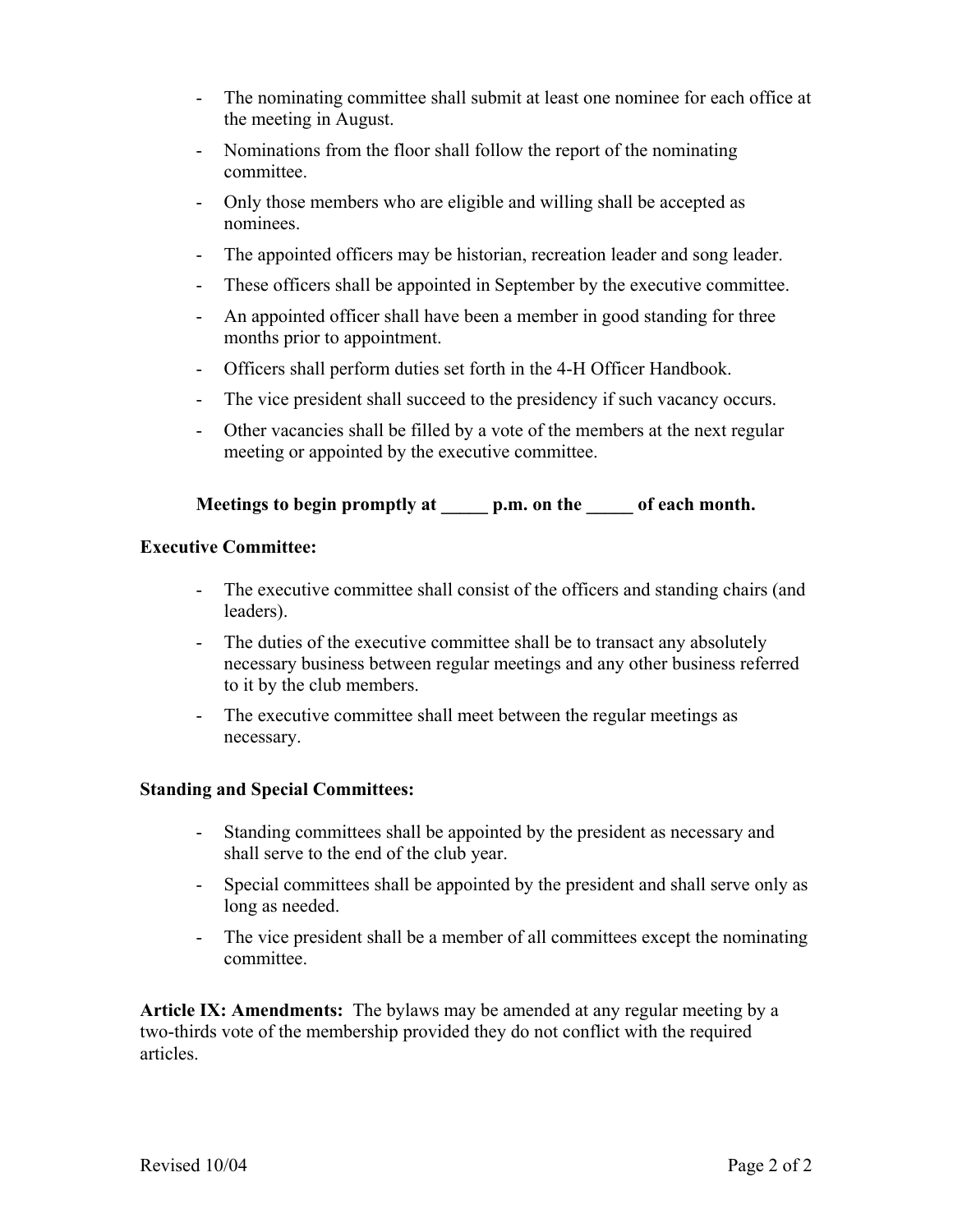- The nominating committee shall submit at least one nominee for each office at the meeting in August.
- Nominations from the floor shall follow the report of the nominating committee.
- Only those members who are eligible and willing shall be accepted as nominees.
- The appointed officers may be historian, recreation leader and song leader.
- These officers shall be appointed in September by the executive committee.
- An appointed officer shall have been a member in good standing for three months prior to appointment.
- Officers shall perform duties set forth in the 4-H Officer Handbook.
- The vice president shall succeed to the presidency if such vacancy occurs.
- Other vacancies shall be filled by a vote of the members at the next regular meeting or appointed by the executive committee.

**Meetings to begin promptly at _____ p.m. on the _____ of each month.**

**Executive Committee:**

- The executive committee shall consist of the officers and standing chairs (and leaders).
- The duties of the executive committee shall be to transact any absolutely necessary business between regular meetings and any other business referred to it by the club members.
- The executive committee shall meet between the regular meetings as necessary.

**Standing and Special Committees:**

- Standing committees shall be appointed by the president as necessary and shall serve to the end of the club year.
- Special committees shall be appointed by the president and shall serve only as long as needed.
- The vice president shall be a member of all committees except the nominating committee.

**Article IX: Amendments:** The bylaws may be amended at any regular meeting by a two-thirds vote of the membership provided they do not conflict with the required articles.

Revised 10/04